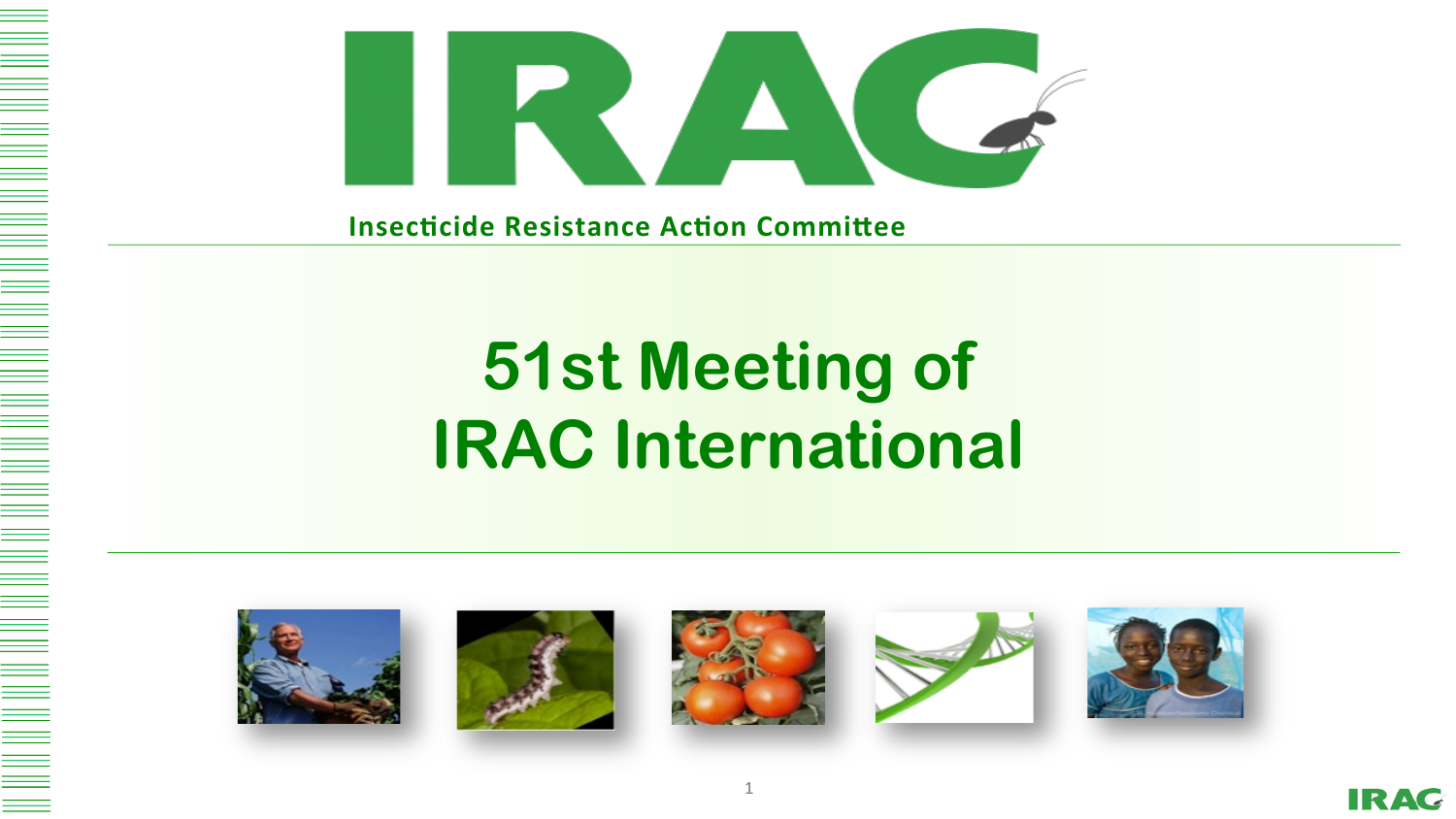IRAC

Insecticide Resistance Action Committee

# 51st Meeting of IRAC International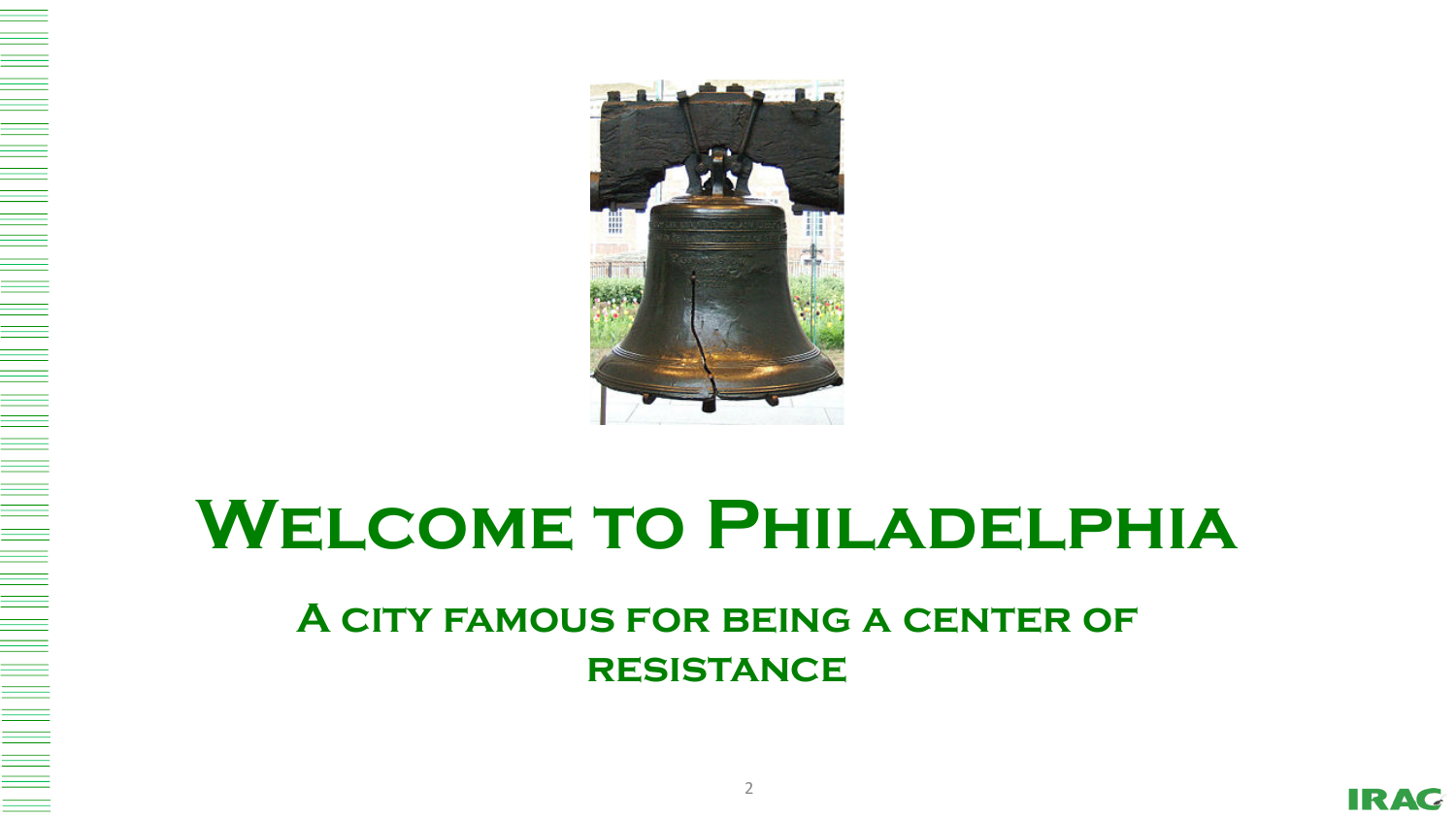# Welcome to Philadelphia

## A city famous for being a center of resistance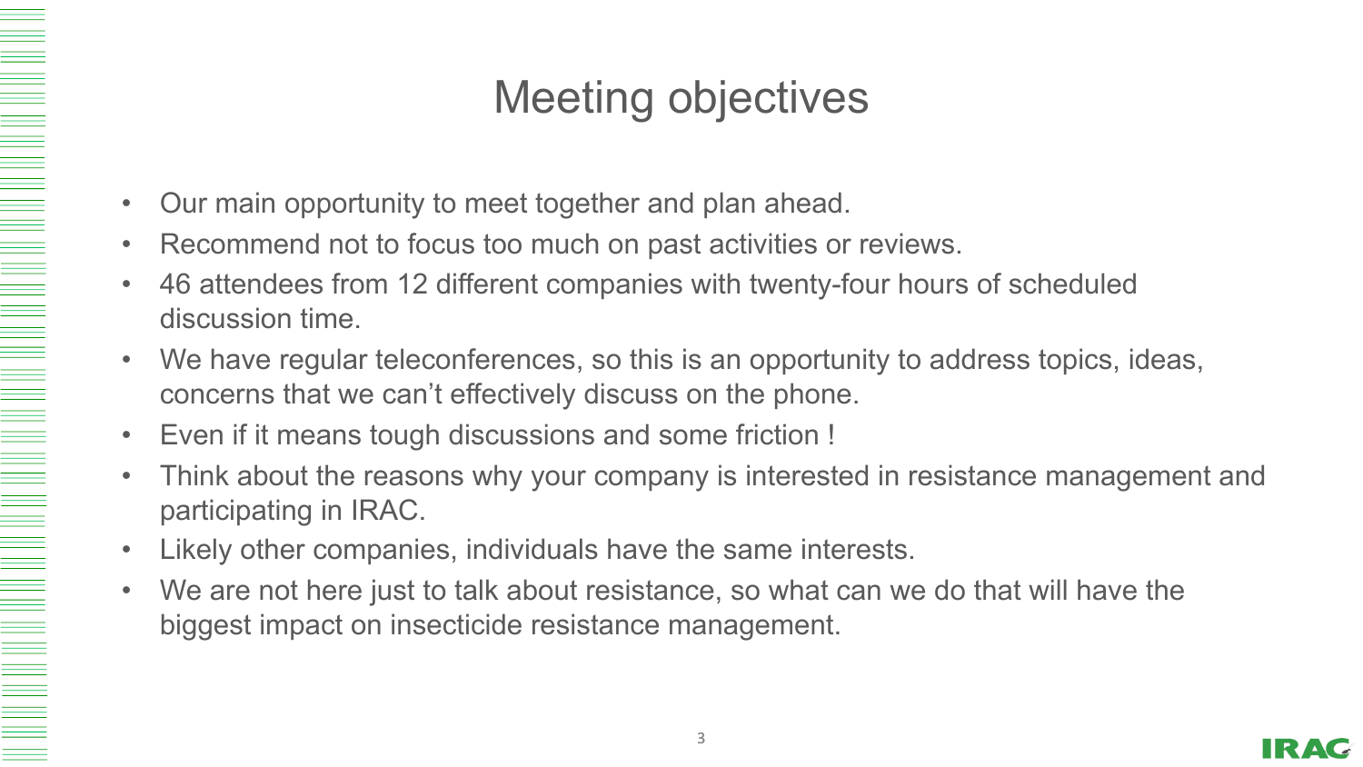# Meeting objectives

- Our main opportunity to meet together and plan ahead.
- Recommend not to focus too much on past activities or reviews.
- 46 attendees from 12 different companies with twenty-four hours of scheduled discussion time.
- We have regular teleconferences, so this is an opportunity to address topics, ideas, concerns that we can't effectively discuss on the phone.
- Even if it means tough discussions and some friction !
- Think about the reasons why your company is interested in resistance management and participating in IRAC.
- Likely other companies, individuals have the same interests.
- We are not here just to talk about resistance, so what can we do that will have the biggest impact on insecticide resistance management.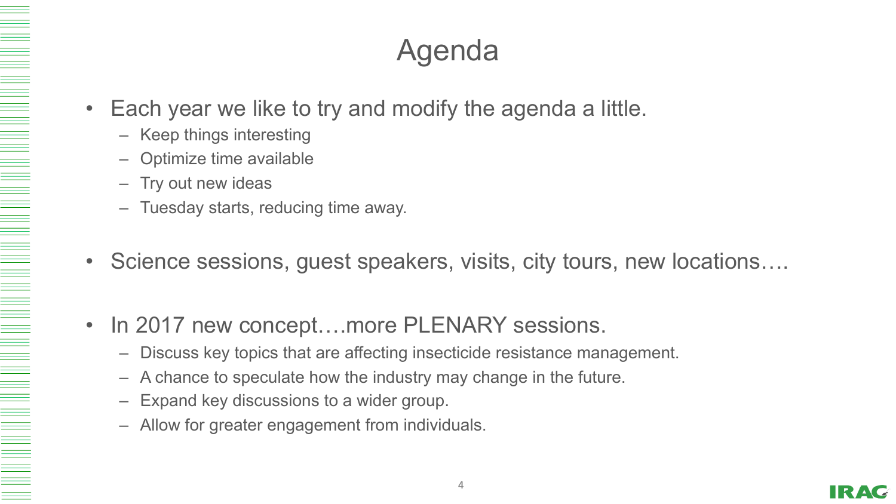# Agenda

- Each year we like to try and modify the agenda a little.
  - Keep things interesting
  - Optimize time available
  - Try out new ideas
  - Tuesday starts, reducing time away.
- Science sessions, guest speakers, visits, city tours, new locations….
- In 2017 new concept….more PLENARY sessions.
  - Discuss key topics that are affecting insecticide resistance management.
  - A chance to speculate how the industry may change in the future.
  - Expand key discussions to a wider group.
  - Allow for greater engagement from individuals.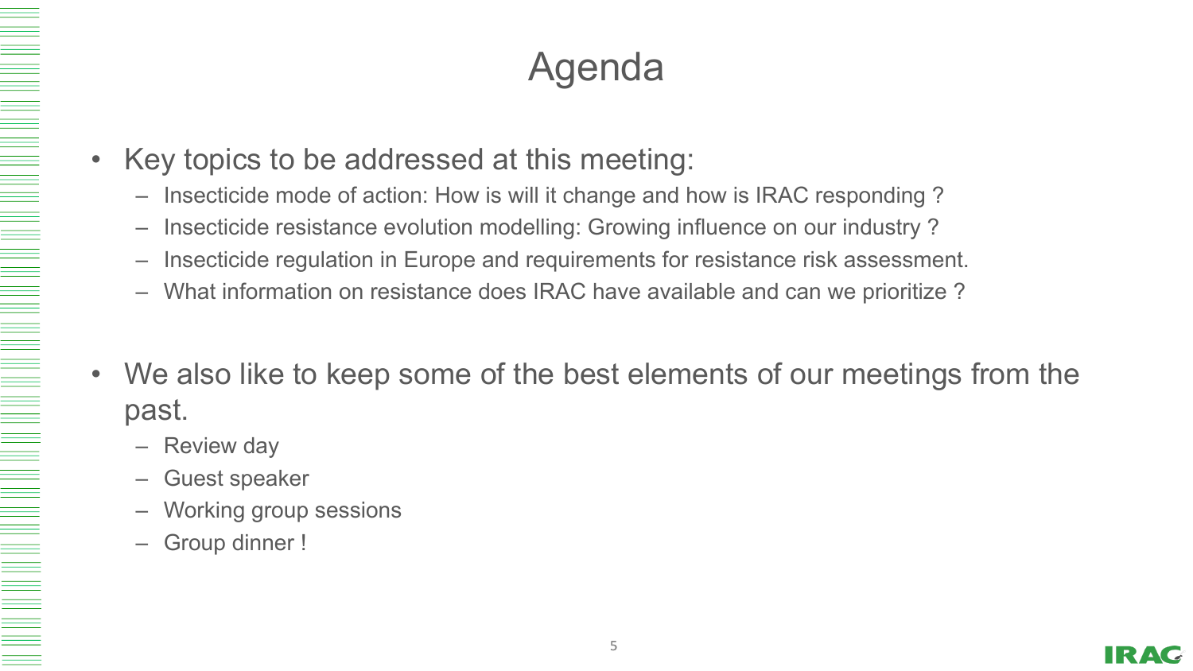# Agenda

- Key topics to be addressed at this meeting:
  - Insecticide mode of action: How is will it change and how is IRAC responding ?
  - Insecticide resistance evolution modelling: Growing influence on our industry ?
  - Insecticide regulation in Europe and requirements for resistance risk assessment.
  - What information on resistance does IRAC have available and can we prioritize ?

- We also like to keep some of the best elements of our meetings from the past.
  - Review day
  - Guest speaker
  - Working group sessions
  - Group dinner !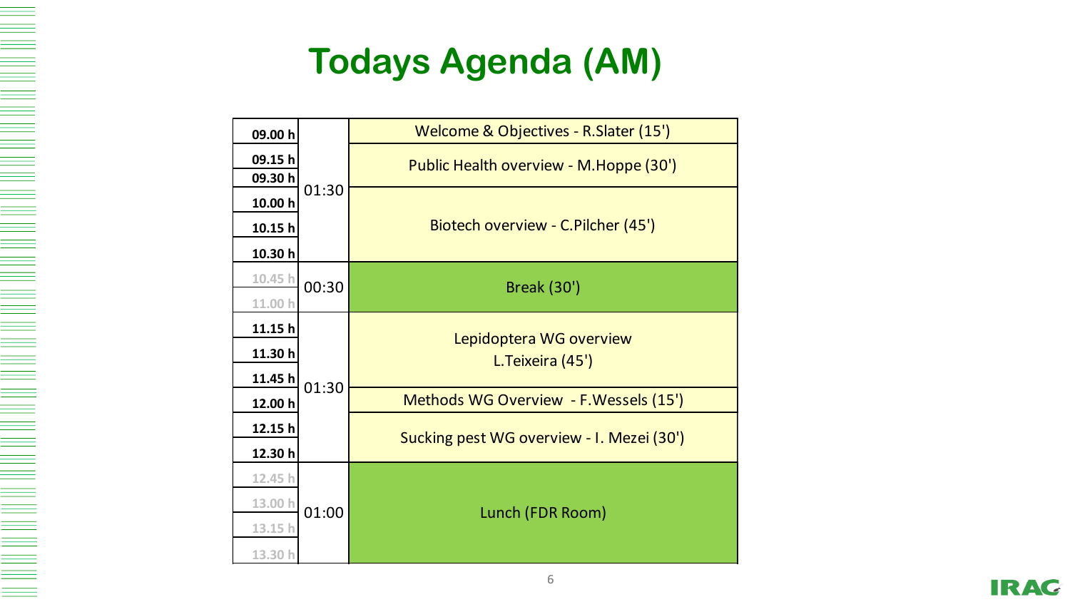# Todays Agenda (AM)

| Time | Duration | Session |
|---|---|---|
| 09.00 h | 01:30 | Welcome & Objectives - R.Slater (15') |
| 09.15 h | | Public Health overview - M.Hoppe (30') |
| 09.30 h | | |
| 10.00 h | | Biotech overview - C.Pilcher (45') |
| 10.15 h | | |
| 10.30 h | | |
| 10.45 h | 00:30 | Break (30') |
| 11.00 h | | |
| 11.15 h | 01:30 | Lepidoptera WG overview L.Teixeira (45') |
| 11.30 h | | |
| 11.45 h | | |
| 12.00 h | | Methods WG Overview - F.Wessels (15') |
| 12.15 h | | Sucking pest WG overview - I. Mezei (30') |
| 12.30 h | | |
| 12.45 h | 01:00 | Lunch (FDR Room) |
| 13.00 h | | |
| 13.15 h | | |
| 13.30 h | | |

IRAC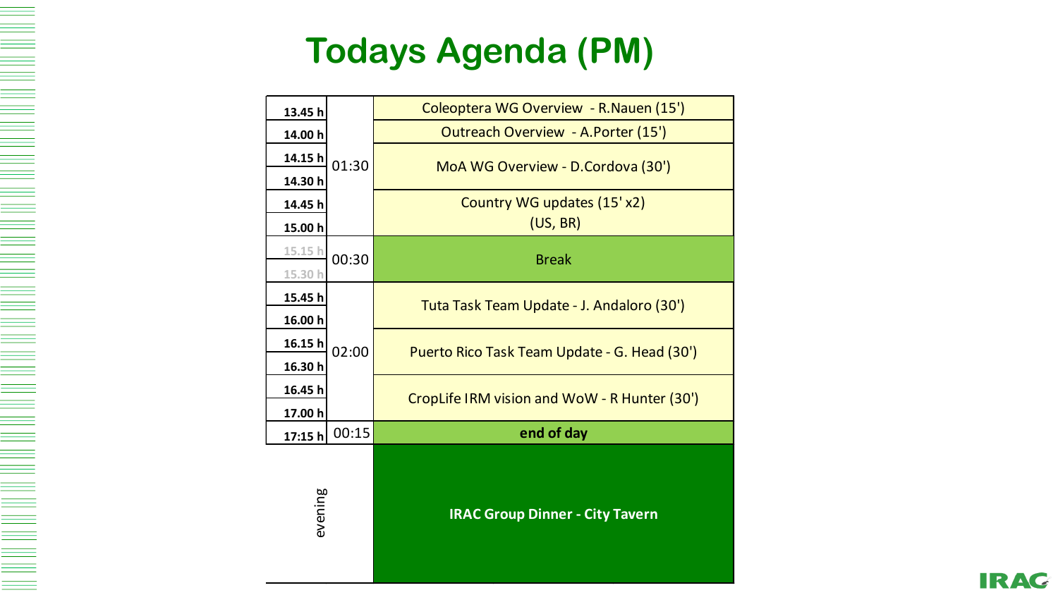# Todays Agenda (PM)

| Time | Duration | Session |
|---|---|---|
| 13.45 h | 01:30 | Coleoptera WG Overview - R.Nauen (15') |
| 14.00 h | | Outreach Overview - A.Porter (15') |
| 14.15 h | | MoA WG Overview - D.Cordova (30') |
| 14.30 h | | |
| 14.45 h | | Country WG updates (15' x2) (US, BR) |
| 15.00 h | | |
| 15.15 h | 00:30 | Break |
| 15.30 h | | |
| 15.45 h | 02:00 | Tuta Task Team Update - J. Andaloro (30') |
| 16.00 h | | |
| 16.15 h | | Puerto Rico Task Team Update - G. Head (30') |
| 16.30 h | | |
| 16.45 h | | CropLife IRM vision and WoW - R Hunter (30') |
| 17.00 h | | |
| 17:15 h | 00:15 | **end of day** |
| evening | | **IRAC Group Dinner - City Tavern** |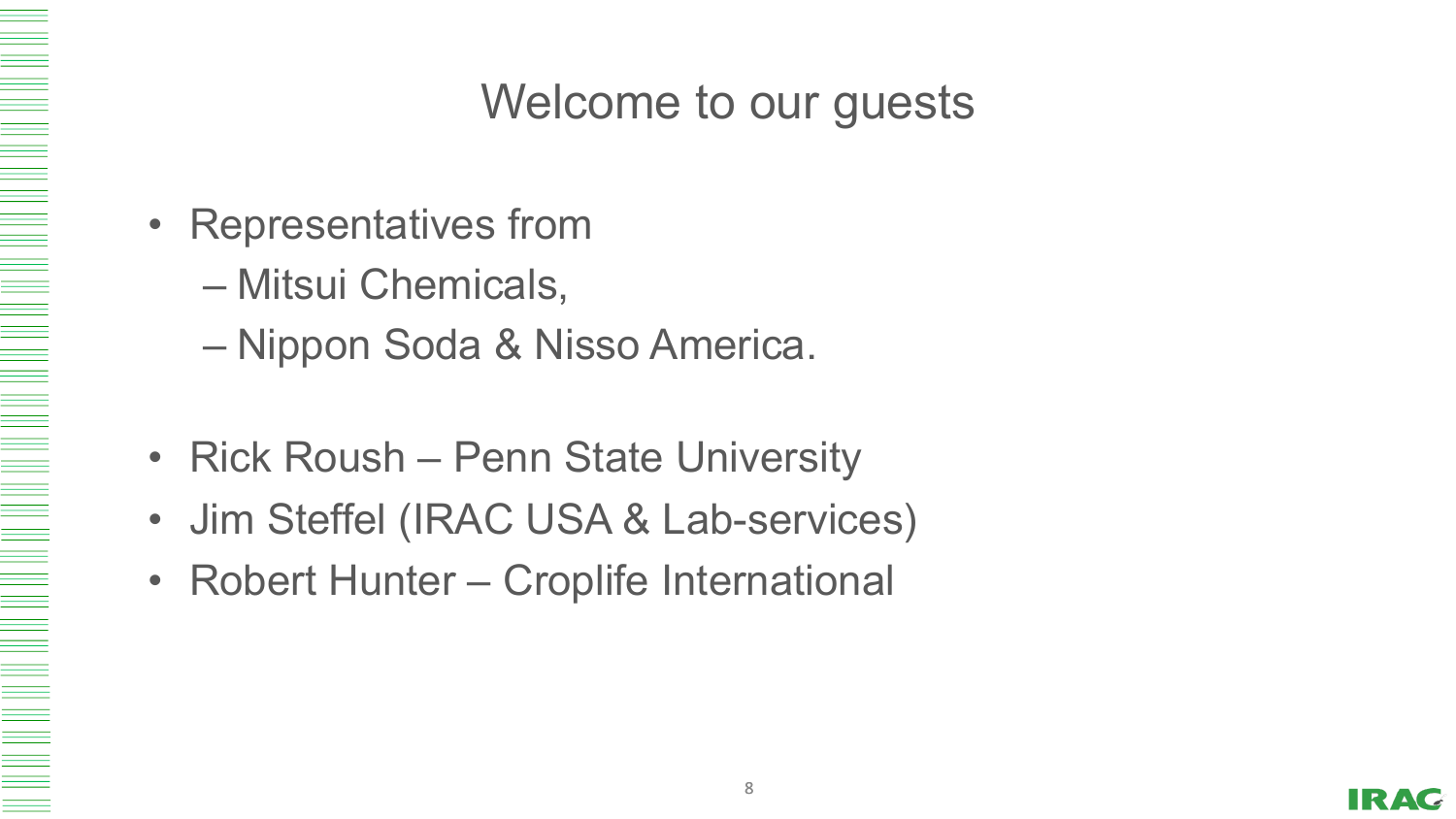# Welcome to our guests

- Representatives from
  - Mitsui Chemicals,
  - Nippon Soda & Nisso America.

- Rick Roush – Penn State University
- Jim Steffel (IRAC USA & Lab-services)
- Robert Hunter – Croplife International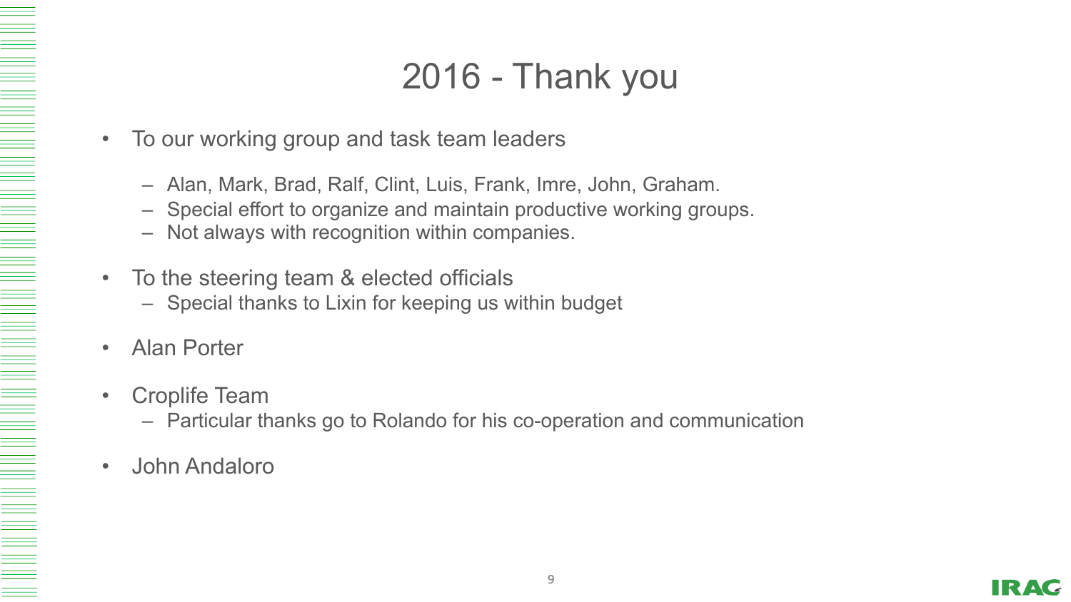# 2016 - Thank you

- To our working group and task team leaders
  - Alan, Mark, Brad, Ralf, Clint, Luis, Frank, Imre, John, Graham.
  - Special effort to organize and maintain productive working groups.
  - Not always with recognition within companies.
- To the steering team & elected officials
  - Special thanks to Lixin for keeping us within budget
- Alan Porter
- Croplife Team
  - Particular thanks go to Rolando for his co-operation and communication
- John Andaloro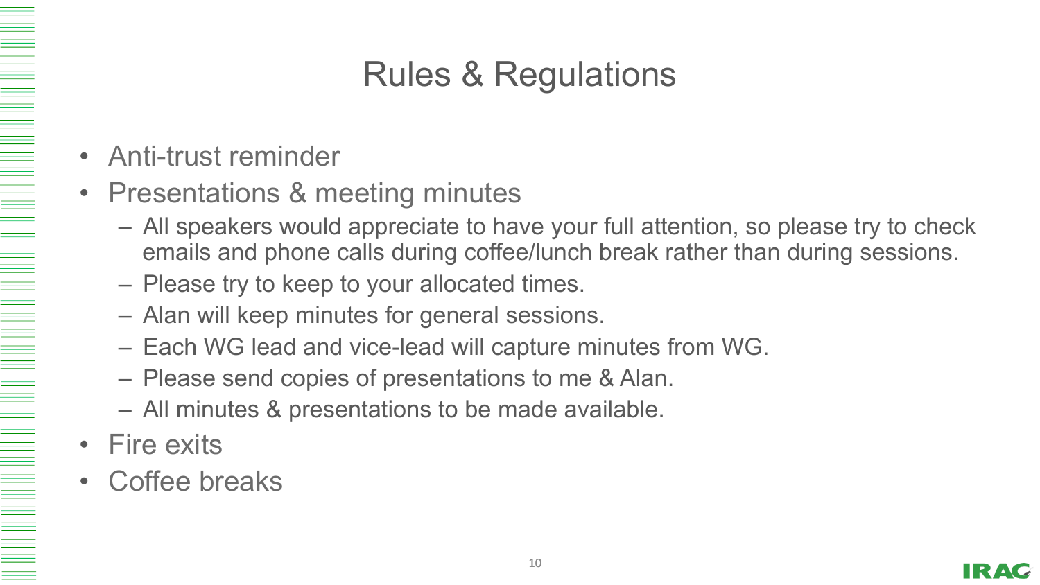# Rules & Regulations

- Anti-trust reminder
- Presentations & meeting minutes
  - All speakers would appreciate to have your full attention, so please try to check emails and phone calls during coffee/lunch break rather than during sessions.
  - Please try to keep to your allocated times.
  - Alan will keep minutes for general sessions.
  - Each WG lead and vice-lead will capture minutes from WG.
  - Please send copies of presentations to me & Alan.
  - All minutes & presentations to be made available.
- Fire exits
- Coffee breaks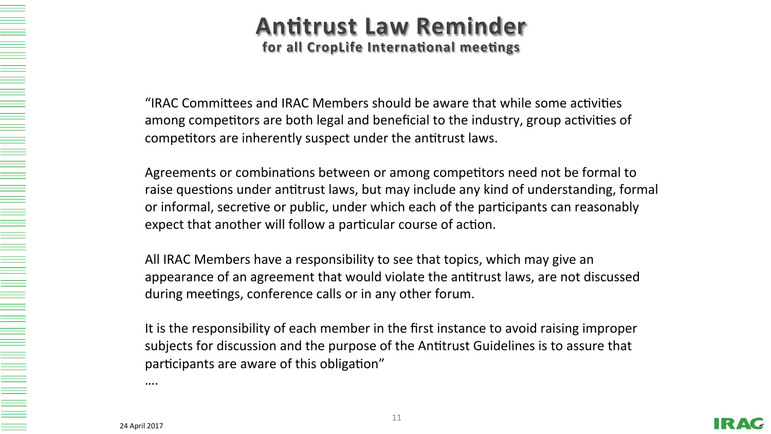# Antitrust Law Reminder

## for all CropLife International meetings

"IRAC Committees and IRAC Members should be aware that while some activities among competitors are both legal and beneficial to the industry, group activities of competitors are inherently suspect under the antitrust laws.

Agreements or combinations between or among competitors need not be formal to raise questions under antitrust laws, but may include any kind of understanding, formal or informal, secretive or public, under which each of the participants can reasonably expect that another will follow a particular course of action.

All IRAC Members have a responsibility to see that topics, which may give an appearance of an agreement that would violate the antitrust laws, are not discussed during meetings, conference calls or in any other forum.

It is the responsibility of each member in the first instance to avoid raising improper subjects for discussion and the purpose of the Antitrust Guidelines is to assure that participants are aware of this obligation"

....

24 April 2017